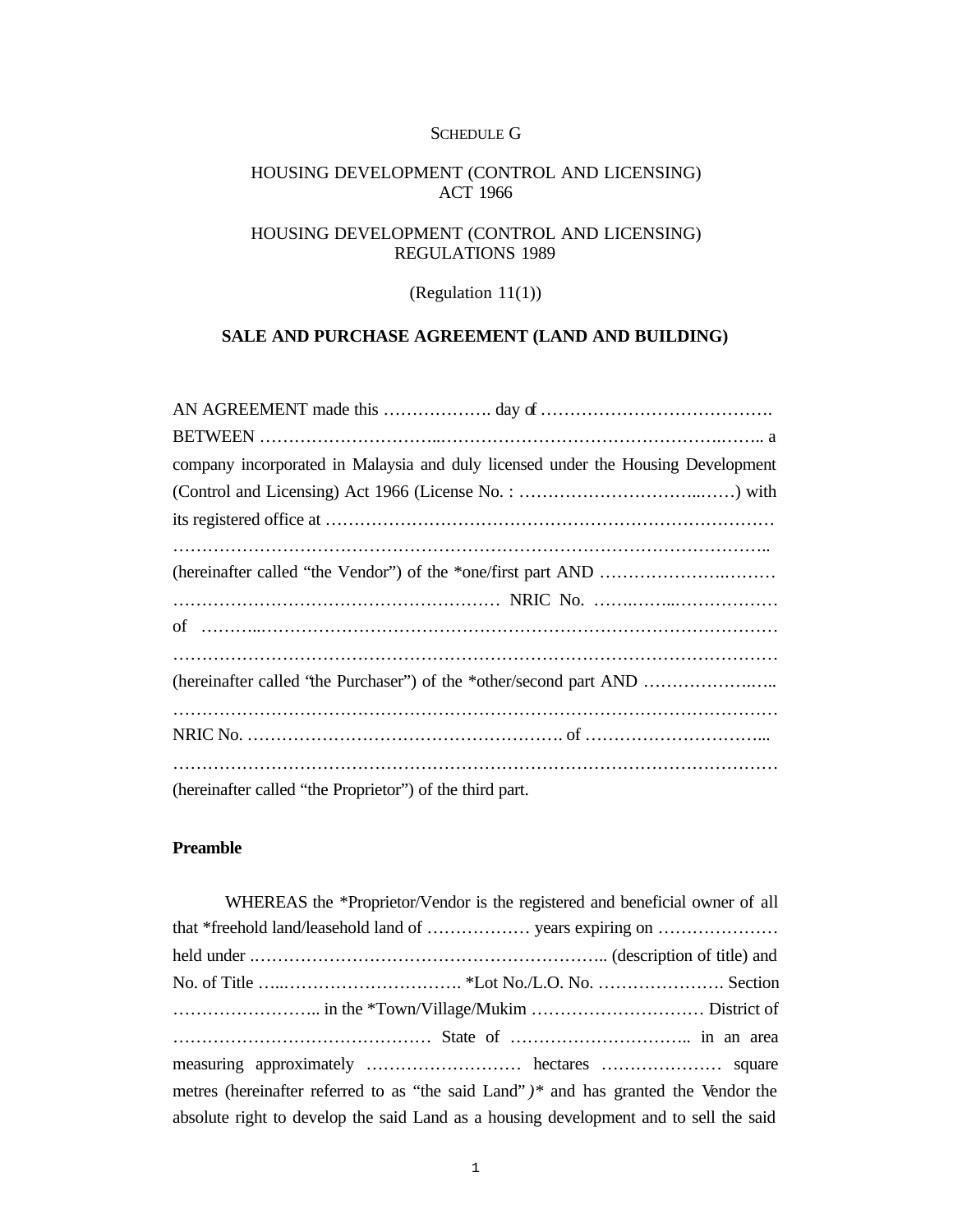SCHEDULE G

HOUSING DEVELOPMENT (CONTROL AND LICENSING) ACT 1966

HOUSING DEVELOPMENT (CONTROL AND LICENSING) REGULATIONS 1989

(Regulation 11(1))

**SALE AND PURCHASE AGREEMENT (LAND AND BUILDING)**

AN AGREEMENT made this ………………. day of ………………………………….
BETWEEN …………………………..………………………………………….…….. a company incorporated in Malaysia and duly licensed under the Housing Development (Control and Licensing) Act 1966 (License No. : ………………………….…….) with its registered office at ……………………………………………………………………
…………………………………………………………………………………………..
(hereinafter called "the Vendor") of the *one/first part AND ……………………..…….
……………………………………………… NRIC No. …….……..………………
of ………..………………………………………………………………………………
…………………………………………………………………………………………
(hereinafter called "the Purchaser") of the *other/second part AND ………………..…..
…………………………………………………………………………………………
NRIC No. ………………………………………………. of …………………………...
…………………………………………………………………………………………
(hereinafter called "the Proprietor") of the third part.

**Preamble**

WHEREAS the *Proprietor/Vendor is the registered and beneficial owner of all that *freehold land/leasehold land of ……………… years expiring on ………………… held under .…………………………………………………….. (description of title) and No. of Title …..…………………………. *Lot No./L.O. No. …………………. Section …………………….. in the *Town/Village/Mukim ………………………… District of ……………………………………… State of ………………………….. in an area measuring approximately ……………………… hectares ………………… square metres (hereinafter referred to as "the said Land")* and has granted the Vendor the absolute right to develop the said Land as a housing development and to sell the said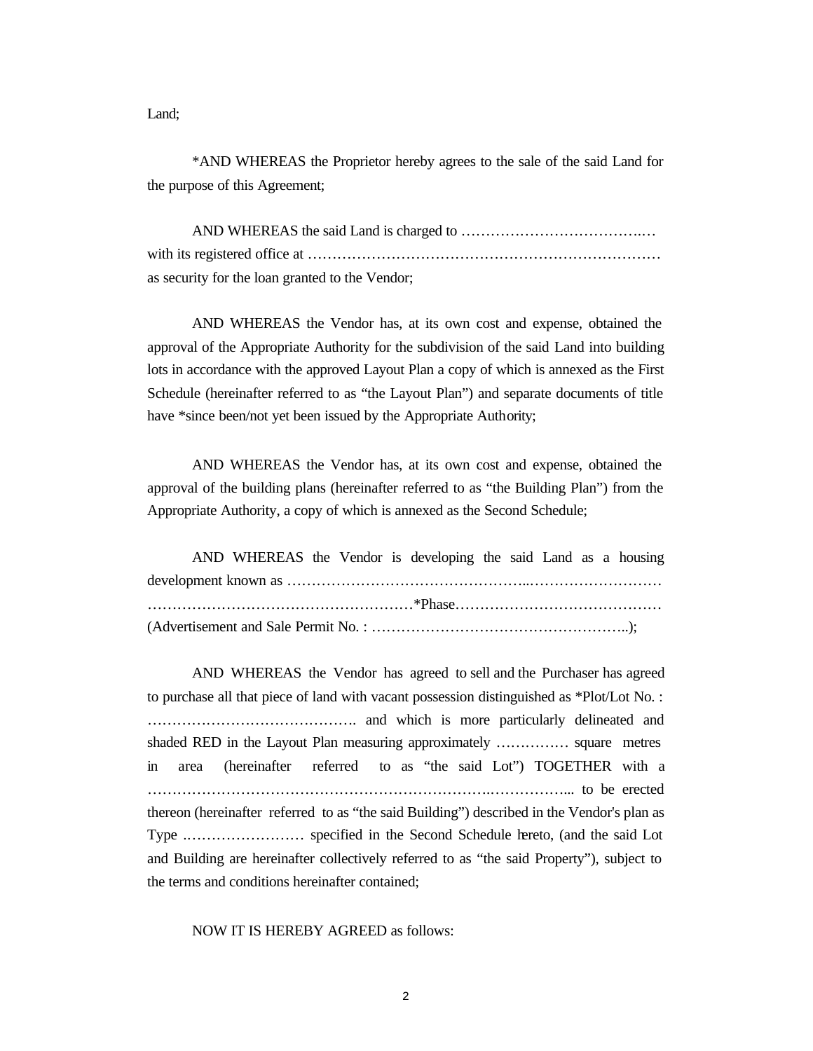Land;

*AND WHEREAS the Proprietor hereby agrees to the sale of the said Land for the purpose of this Agreement;

AND WHEREAS the said Land is charged to ………………………………..… with its registered office at ……………………………………………………………… as security for the loan granted to the Vendor;

AND WHEREAS the Vendor has, at its own cost and expense, obtained the approval of the Appropriate Authority for the subdivision of the said Land into building lots in accordance with the approved Layout Plan a copy of which is annexed as the First Schedule (hereinafter referred to as "the Layout Plan") and separate documents of title have *since been/not yet been issued by the Appropriate Authority;

AND WHEREAS the Vendor has, at its own cost and expense, obtained the approval of the building plans (hereinafter referred to as "the Building Plan") from the Appropriate Authority, a copy of which is annexed as the Second Schedule;

AND WHEREAS the Vendor is developing the said Land as a housing development known as …………………………………………..……………………… ………………………………………………*Phase…………………………………… (Advertisement and Sale Permit No. : ……………………………………………..);

AND WHEREAS the Vendor has agreed to sell and the Purchaser has agreed to purchase all that piece of land with vacant possession distinguished as *Plot/Lot No. : ……………………………………. and which is more particularly delineated and shaded RED in the Layout Plan measuring approximately ………….… square metres in area (hereinafter referred to as "the said Lot") TOGETHER with a ………………………………………………………….……………... to be erected thereon (hereinafter referred to as "the said Building") described in the Vendor's plan as Type .…………………… specified in the Second Schedule hereto, (and the said Lot and Building are hereinafter collectively referred to as "the said Property"), subject to the terms and conditions hereinafter contained;

NOW IT IS HEREBY AGREED as follows: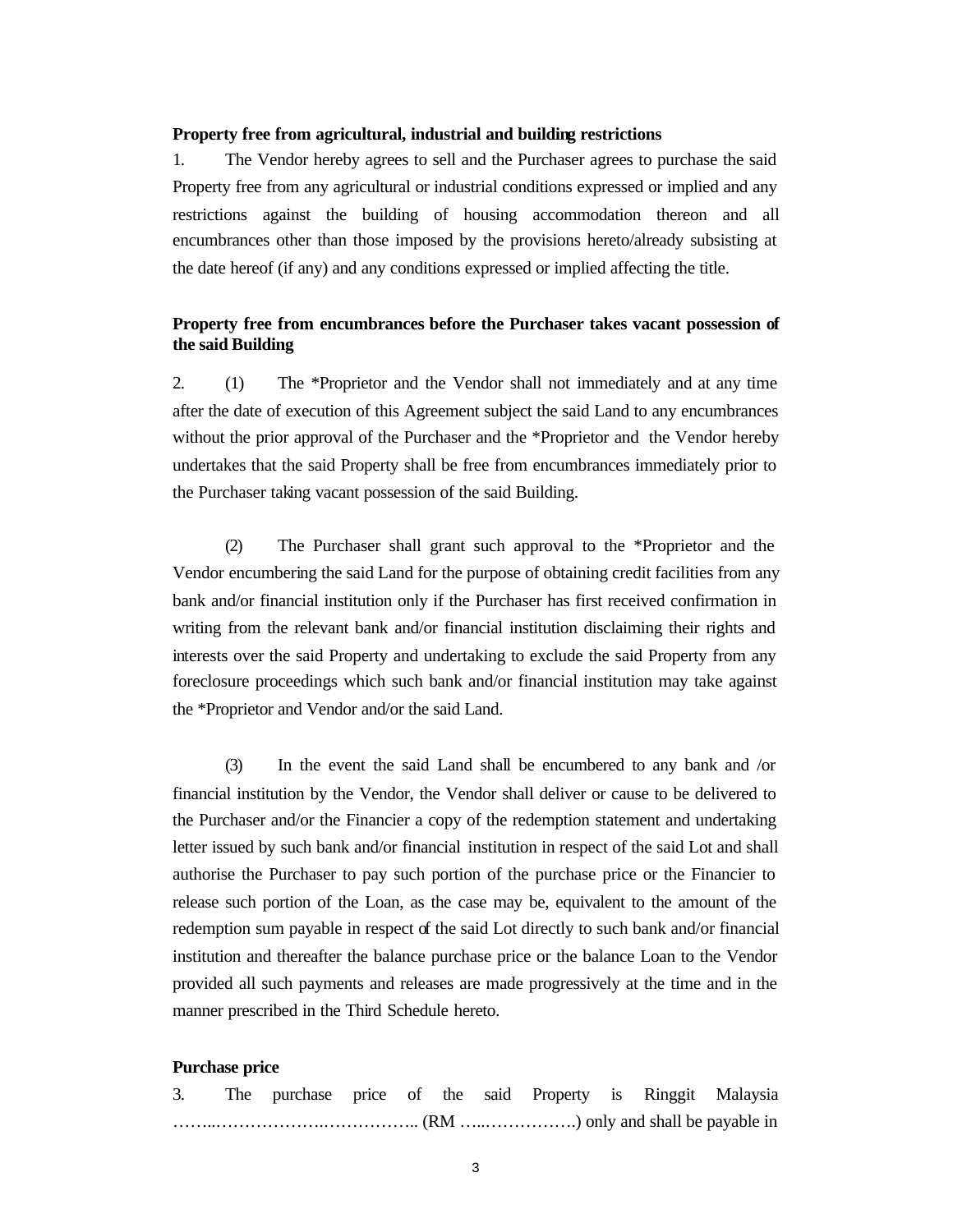**Property free from agricultural, industrial and building restrictions**

1. The Vendor hereby agrees to sell and the Purchaser agrees to purchase the said Property free from any agricultural or industrial conditions expressed or implied and any restrictions against the building of housing accommodation thereon and all encumbrances other than those imposed by the provisions hereto/already subsisting at the date hereof (if any) and any conditions expressed or implied affecting the title.

**Property free from encumbrances before the Purchaser takes vacant possession of the said Building**

2. (1) The *Proprietor and the Vendor shall not immediately and at any time after the date of execution of this Agreement subject the said Land to any encumbrances without the prior approval of the Purchaser and the *Proprietor and the Vendor hereby undertakes that the said Property shall be free from encumbrances immediately prior to the Purchaser taking vacant possession of the said Building.

(2) The Purchaser shall grant such approval to the *Proprietor and the Vendor encumbering the said Land for the purpose of obtaining credit facilities from any bank and/or financial institution only if the Purchaser has first received confirmation in writing from the relevant bank and/or financial institution disclaiming their rights and interests over the said Property and undertaking to exclude the said Property from any foreclosure proceedings which such bank and/or financial institution may take against the *Proprietor and Vendor and/or the said Land.

(3) In the event the said Land shall be encumbered to any bank and /or financial institution by the Vendor, the Vendor shall deliver or cause to be delivered to the Purchaser and/or the Financier a copy of the redemption statement and undertaking letter issued by such bank and/or financial institution in respect of the said Lot and shall authorise the Purchaser to pay such portion of the purchase price or the Financier to release such portion of the Loan, as the case may be, equivalent to the amount of the redemption sum payable in respect of the said Lot directly to such bank and/or financial institution and thereafter the balance purchase price or the balance Loan to the Vendor provided all such payments and releases are made progressively at the time and in the manner prescribed in the Third Schedule hereto.

**Purchase price**

3. The purchase price of the said Property is Ringgit Malaysia ……..……………….…………….. (RM …..…………….) only and shall be payable in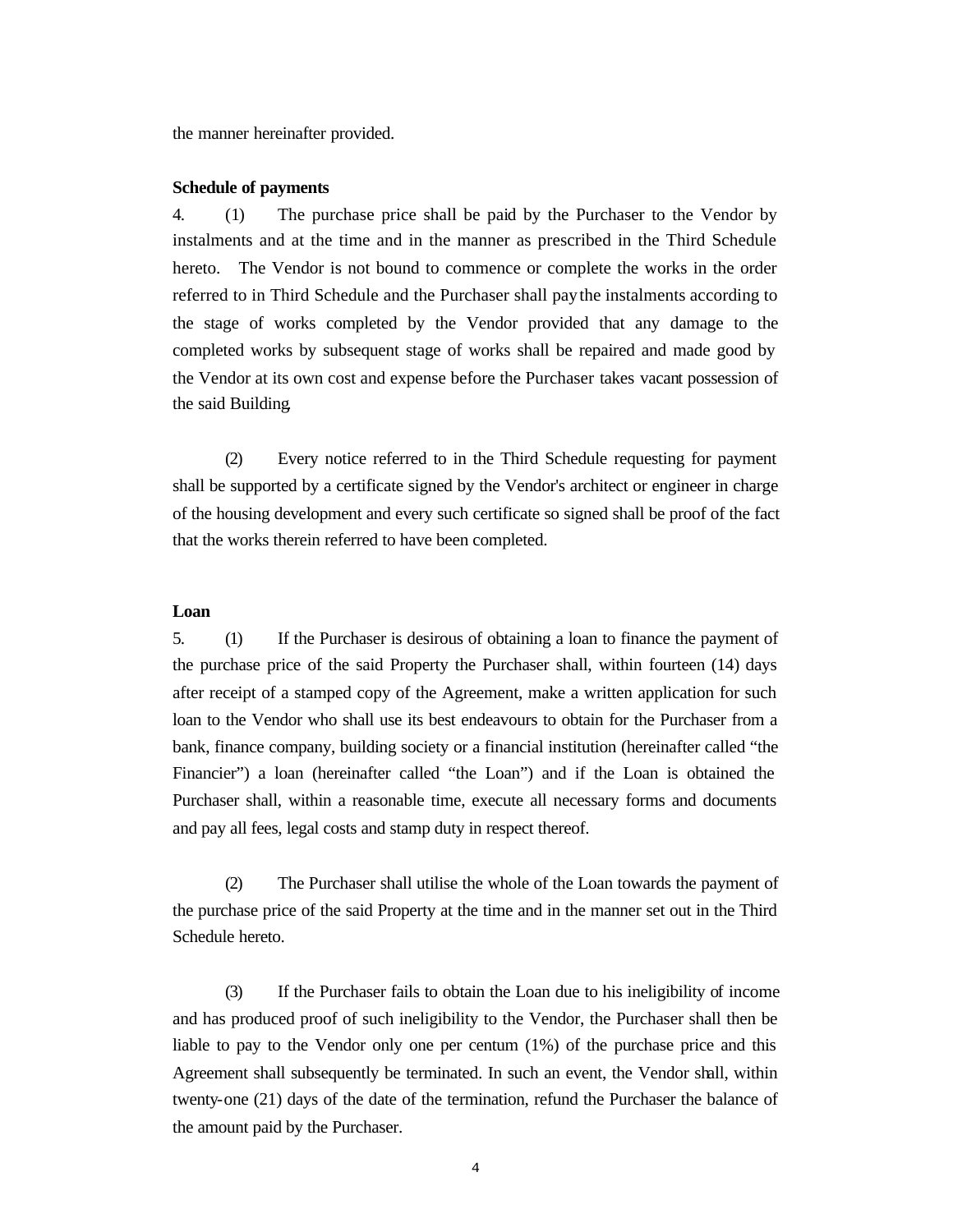the manner hereinafter provided.

**Schedule of payments**

4. (1) The purchase price shall be paid by the Purchaser to the Vendor by instalments and at the time and in the manner as prescribed in the Third Schedule hereto. The Vendor is not bound to commence or complete the works in the order referred to in Third Schedule and the Purchaser shall pay the instalments according to the stage of works completed by the Vendor provided that any damage to the completed works by subsequent stage of works shall be repaired and made good by the Vendor at its own cost and expense before the Purchaser takes vacant possession of the said Building.

(2) Every notice referred to in the Third Schedule requesting for payment shall be supported by a certificate signed by the Vendor's architect or engineer in charge of the housing development and every such certificate so signed shall be proof of the fact that the works therein referred to have been completed.

**Loan**

5. (1) If the Purchaser is desirous of obtaining a loan to finance the payment of the purchase price of the said Property the Purchaser shall, within fourteen (14) days after receipt of a stamped copy of the Agreement, make a written application for such loan to the Vendor who shall use its best endeavours to obtain for the Purchaser from a bank, finance company, building society or a financial institution (hereinafter called "the Financier") a loan (hereinafter called "the Loan") and if the Loan is obtained the Purchaser shall, within a reasonable time, execute all necessary forms and documents and pay all fees, legal costs and stamp duty in respect thereof.

(2) The Purchaser shall utilise the whole of the Loan towards the payment of the purchase price of the said Property at the time and in the manner set out in the Third Schedule hereto.

(3) If the Purchaser fails to obtain the Loan due to his ineligibility of income and has produced proof of such ineligibility to the Vendor, the Purchaser shall then be liable to pay to the Vendor only one per centum (1%) of the purchase price and this Agreement shall subsequently be terminated. In such an event, the Vendor shall, within twenty-one (21) days of the date of the termination, refund the Purchaser the balance of the amount paid by the Purchaser.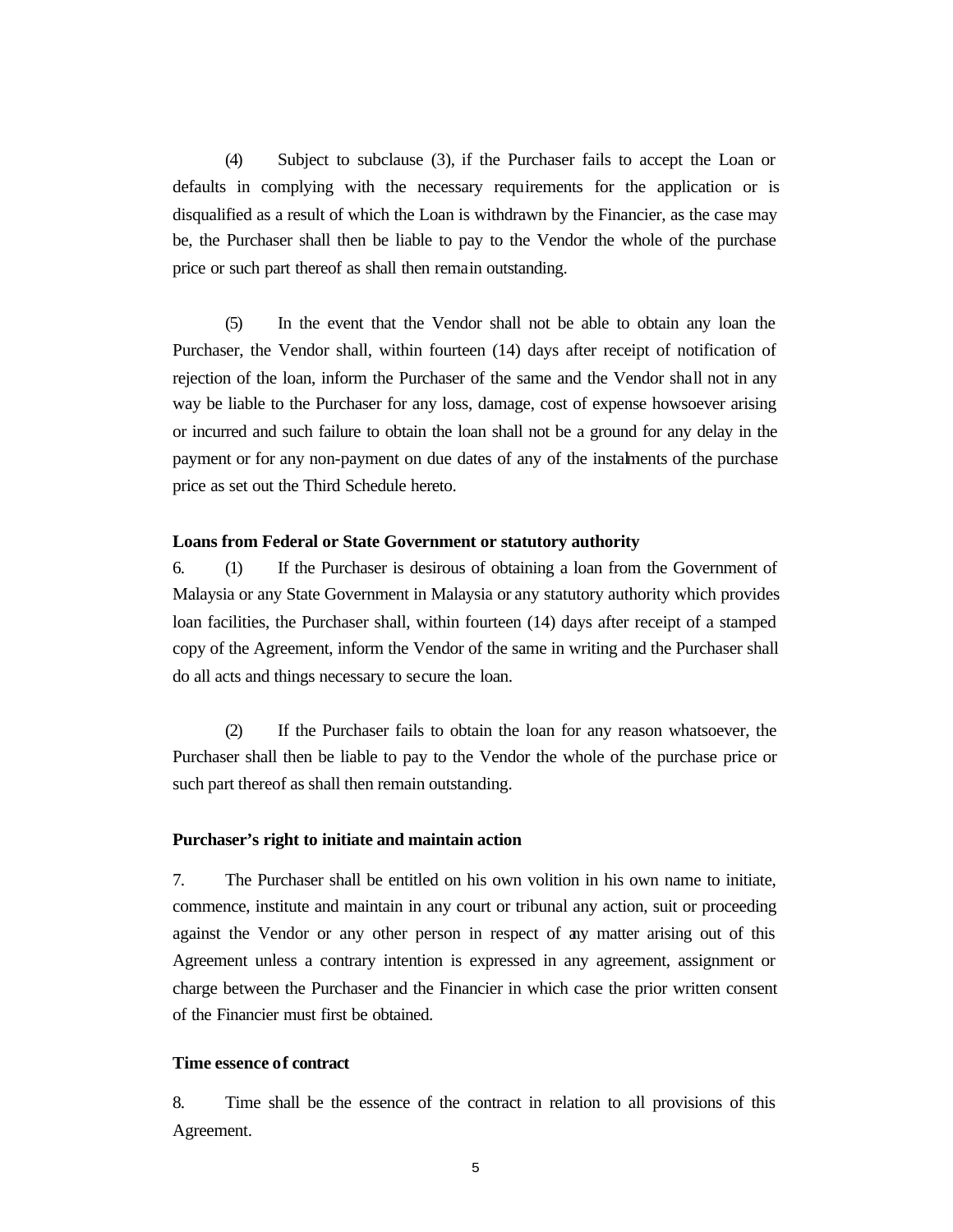(4) Subject to subclause (3), if the Purchaser fails to accept the Loan or defaults in complying with the necessary requirements for the application or is disqualified as a result of which the Loan is withdrawn by the Financier, as the case may be, the Purchaser shall then be liable to pay to the Vendor the whole of the purchase price or such part thereof as shall then remain outstanding.

(5) In the event that the Vendor shall not be able to obtain any loan the Purchaser, the Vendor shall, within fourteen (14) days after receipt of notification of rejection of the loan, inform the Purchaser of the same and the Vendor shall not in any way be liable to the Purchaser for any loss, damage, cost of expense howsoever arising or incurred and such failure to obtain the loan shall not be a ground for any delay in the payment or for any non-payment on due dates of any of the instalments of the purchase price as set out the Third Schedule hereto.

**Loans from Federal or State Government or statutory authority**

6. (1) If the Purchaser is desirous of obtaining a loan from the Government of Malaysia or any State Government in Malaysia or any statutory authority which provides loan facilities, the Purchaser shall, within fourteen (14) days after receipt of a stamped copy of the Agreement, inform the Vendor of the same in writing and the Purchaser shall do all acts and things necessary to secure the loan.

(2) If the Purchaser fails to obtain the loan for any reason whatsoever, the Purchaser shall then be liable to pay to the Vendor the whole of the purchase price or such part thereof as shall then remain outstanding.

**Purchaser's right to initiate and maintain action**

7. The Purchaser shall be entitled on his own volition in his own name to initiate, commence, institute and maintain in any court or tribunal any action, suit or proceeding against the Vendor or any other person in respect of any matter arising out of this Agreement unless a contrary intention is expressed in any agreement, assignment or charge between the Purchaser and the Financier in which case the prior written consent of the Financier must first be obtained.

**Time essence of contract**

8. Time shall be the essence of the contract in relation to all provisions of this Agreement.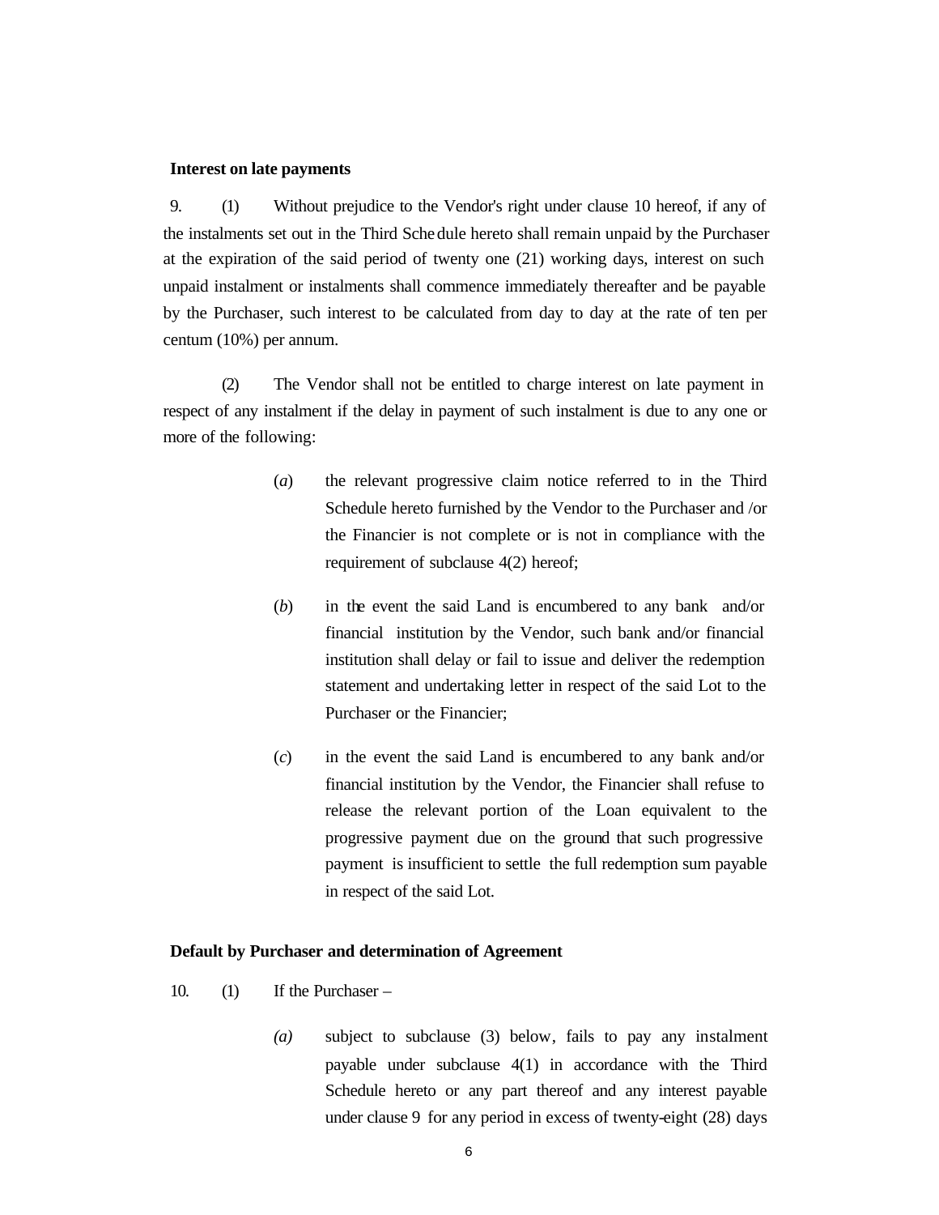**Interest on late payments**

9. (1) Without prejudice to the Vendor's right under clause 10 hereof, if any of the instalments set out in the Third Schedule hereto shall remain unpaid by the Purchaser at the expiration of the said period of twenty one (21) working days, interest on such unpaid instalment or instalments shall commence immediately thereafter and be payable by the Purchaser, such interest to be calculated from day to day at the rate of ten per centum (10%) per annum.

(2) The Vendor shall not be entitled to charge interest on late payment in respect of any instalment if the delay in payment of such instalment is due to any one or more of the following:

(*a*) the relevant progressive claim notice referred to in the Third Schedule hereto furnished by the Vendor to the Purchaser and /or the Financier is not complete or is not in compliance with the requirement of subclause 4(2) hereof;

(*b*) in the event the said Land is encumbered to any bank and/or financial institution by the Vendor, such bank and/or financial institution shall delay or fail to issue and deliver the redemption statement and undertaking letter in respect of the said Lot to the Purchaser or the Financier;

(*c*) in the event the said Land is encumbered to any bank and/or financial institution by the Vendor, the Financier shall refuse to release the relevant portion of the Loan equivalent to the progressive payment due on the ground that such progressive payment is insufficient to settle the full redemption sum payable in respect of the said Lot.

**Default by Purchaser and determination of Agreement**

10. (1) If the Purchaser –

*(a)* subject to subclause (3) below, fails to pay any instalment payable under subclause 4(1) in accordance with the Third Schedule hereto or any part thereof and any interest payable under clause 9 for any period in excess of twenty-eight (28) days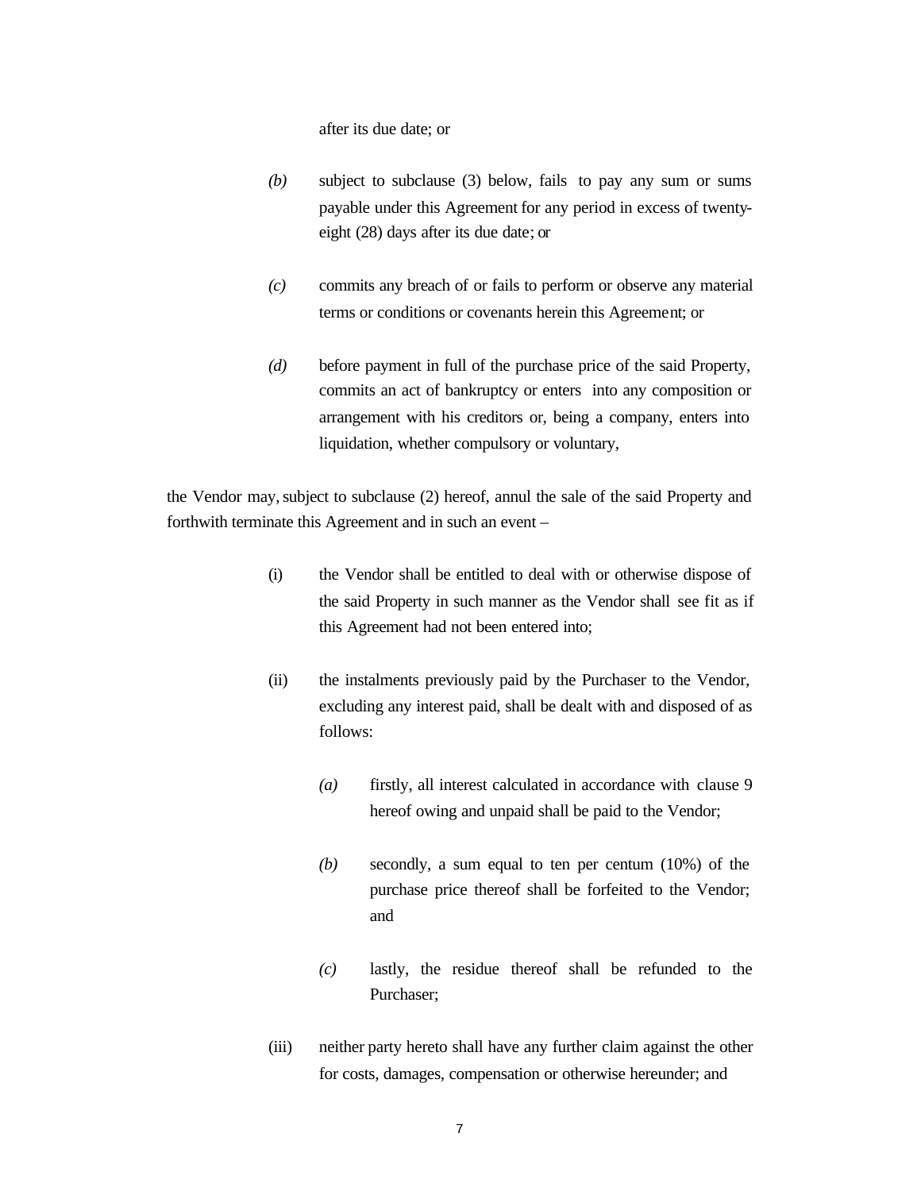after its due date; or

*(b)* subject to subclause (3) below, fails to pay any sum or sums payable under this Agreement for any period in excess of twenty-eight (28) days after its due date; or

*(c)* commits any breach of or fails to perform or observe any material terms or conditions or covenants herein this Agreement; or

*(d)* before payment in full of the purchase price of the said Property, commits an act of bankruptcy or enters into any composition or arrangement with his creditors or, being a company, enters into liquidation, whether compulsory or voluntary,

the Vendor may, subject to subclause (2) hereof, annul the sale of the said Property and forthwith terminate this Agreement and in such an event –

(i) the Vendor shall be entitled to deal with or otherwise dispose of the said Property in such manner as the Vendor shall see fit as if this Agreement had not been entered into;

(ii) the instalments previously paid by the Purchaser to the Vendor, excluding any interest paid, shall be dealt with and disposed of as follows:

*(a)* firstly, all interest calculated in accordance with clause 9 hereof owing and unpaid shall be paid to the Vendor;

*(b)* secondly, a sum equal to ten per centum (10%) of the purchase price thereof shall be forfeited to the Vendor; and

*(c)* lastly, the residue thereof shall be refunded to the Purchaser;

(iii) neither party hereto shall have any further claim against the other for costs, damages, compensation or otherwise hereunder; and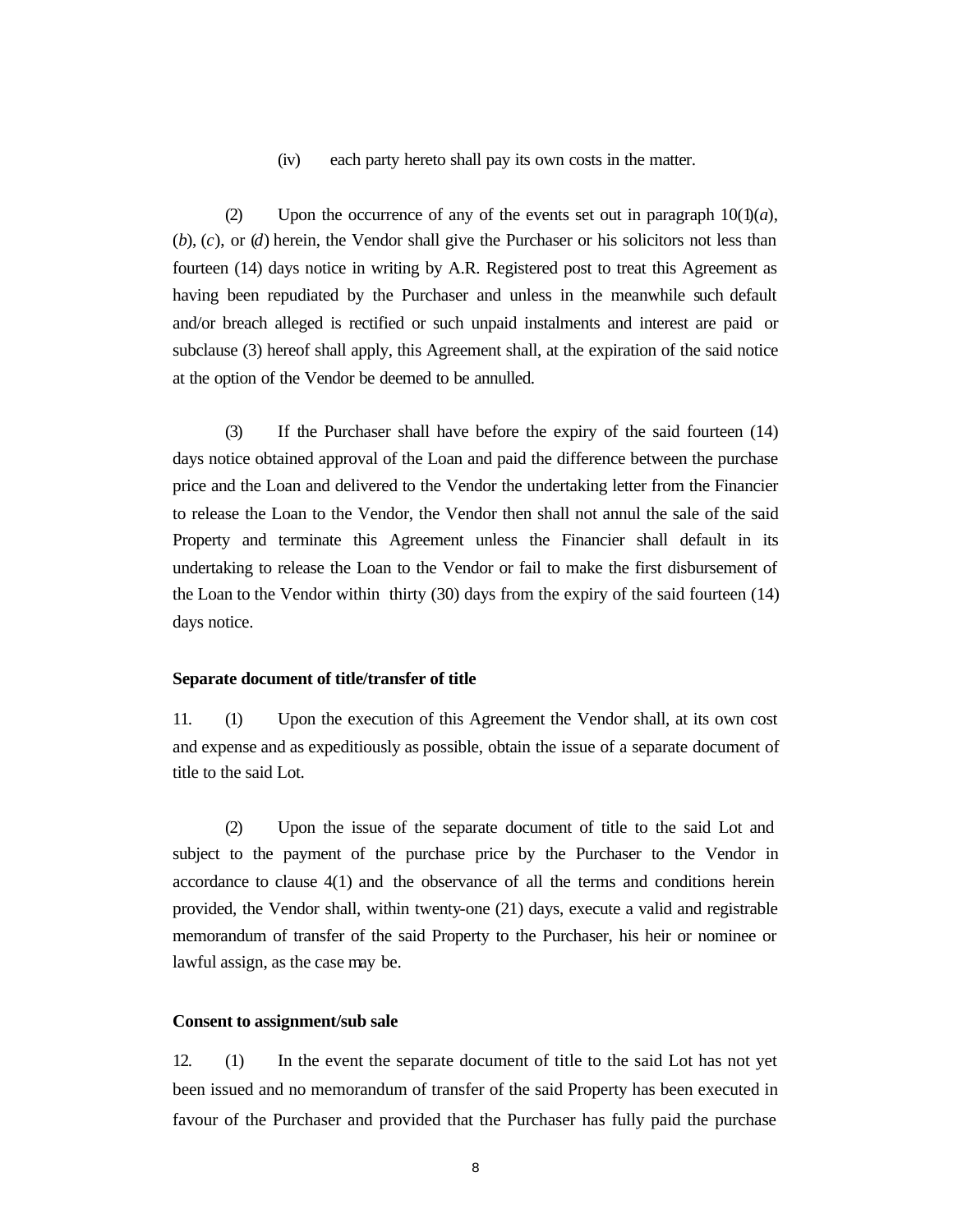(iv) each party hereto shall pay its own costs in the matter.

(2) Upon the occurrence of any of the events set out in paragraph 10(1)(*a*), (*b*), (*c*), or (*d*) herein, the Vendor shall give the Purchaser or his solicitors not less than fourteen (14) days notice in writing by A.R. Registered post to treat this Agreement as having been repudiated by the Purchaser and unless in the meanwhile such default and/or breach alleged is rectified or such unpaid instalments and interest are paid or subclause (3) hereof shall apply, this Agreement shall, at the expiration of the said notice at the option of the Vendor be deemed to be annulled.

(3) If the Purchaser shall have before the expiry of the said fourteen (14) days notice obtained approval of the Loan and paid the difference between the purchase price and the Loan and delivered to the Vendor the undertaking letter from the Financier to release the Loan to the Vendor, the Vendor then shall not annul the sale of the said Property and terminate this Agreement unless the Financier shall default in its undertaking to release the Loan to the Vendor or fail to make the first disbursement of the Loan to the Vendor within thirty (30) days from the expiry of the said fourteen (14) days notice.

**Separate document of title/transfer of title**

11. (1) Upon the execution of this Agreement the Vendor shall, at its own cost and expense and as expeditiously as possible, obtain the issue of a separate document of title to the said Lot.

(2) Upon the issue of the separate document of title to the said Lot and subject to the payment of the purchase price by the Purchaser to the Vendor in accordance to clause 4(1) and the observance of all the terms and conditions herein provided, the Vendor shall, within twenty-one (21) days, execute a valid and registrable memorandum of transfer of the said Property to the Purchaser, his heir or nominee or lawful assign, as the case may be.

**Consent to assignment/sub sale**

12. (1) In the event the separate document of title to the said Lot has not yet been issued and no memorandum of transfer of the said Property has been executed in favour of the Purchaser and provided that the Purchaser has fully paid the purchase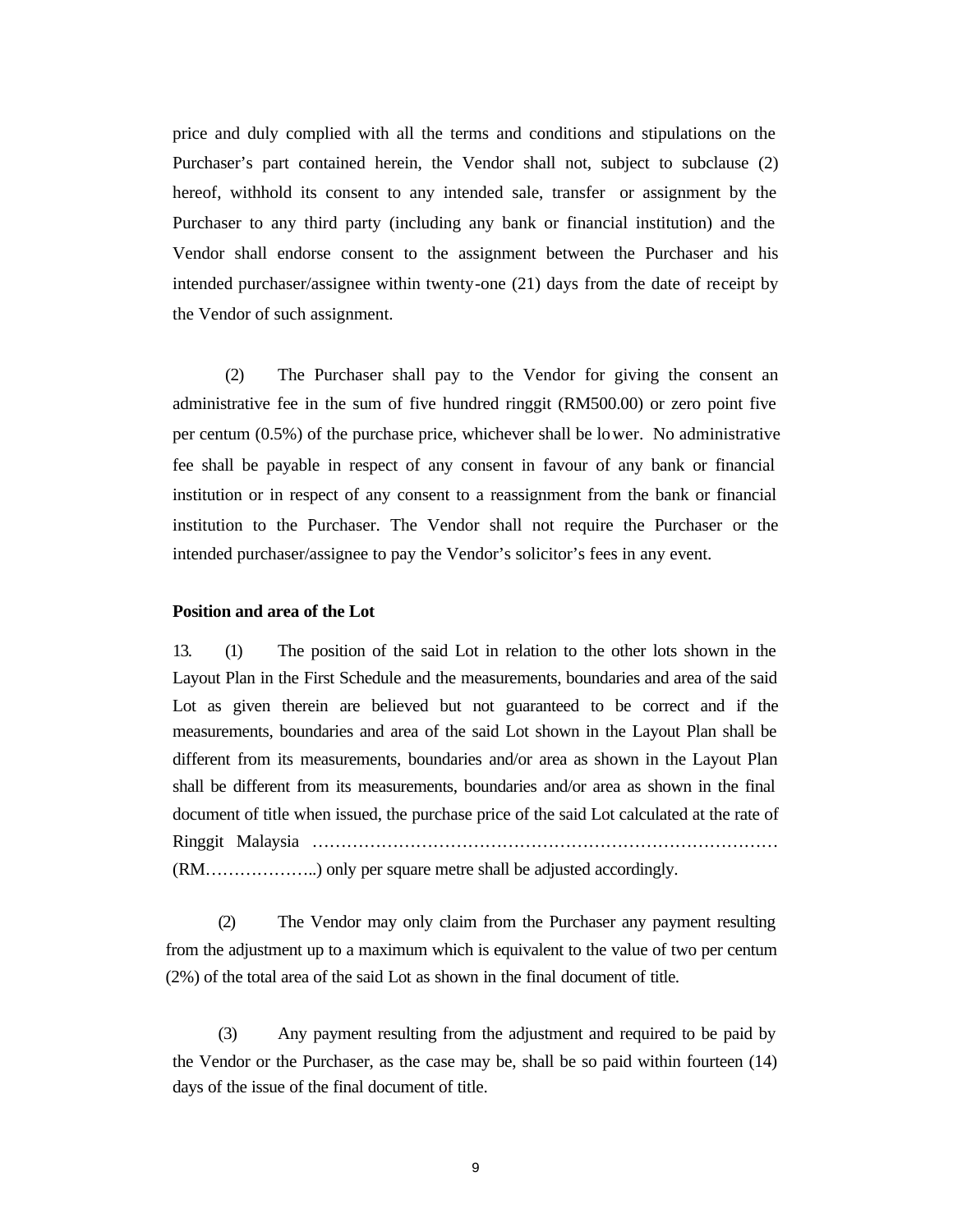price and duly complied with all the terms and conditions and stipulations on the Purchaser's part contained herein, the Vendor shall not, subject to subclause (2) hereof, withhold its consent to any intended sale, transfer or assignment by the Purchaser to any third party (including any bank or financial institution) and the Vendor shall endorse consent to the assignment between the Purchaser and his intended purchaser/assignee within twenty-one (21) days from the date of receipt by the Vendor of such assignment.

(2) The Purchaser shall pay to the Vendor for giving the consent an administrative fee in the sum of five hundred ringgit (RM500.00) or zero point five per centum (0.5%) of the purchase price, whichever shall be lower. No administrative fee shall be payable in respect of any consent in favour of any bank or financial institution or in respect of any consent to a reassignment from the bank or financial institution to the Purchaser. The Vendor shall not require the Purchaser or the intended purchaser/assignee to pay the Vendor's solicitor's fees in any event.

**Position and area of the Lot**

13. (1) The position of the said Lot in relation to the other lots shown in the Layout Plan in the First Schedule and the measurements, boundaries and area of the said Lot as given therein are believed but not guaranteed to be correct and if the measurements, boundaries and area of the said Lot shown in the Layout Plan shall be different from its measurements, boundaries and/or area as shown in the Layout Plan shall be different from its measurements, boundaries and/or area as shown in the final document of title when issued, the purchase price of the said Lot calculated at the rate of Ringgit Malaysia ……………………………………………………………………… (RM………………..) only per square metre shall be adjusted accordingly.

(2) The Vendor may only claim from the Purchaser any payment resulting from the adjustment up to a maximum which is equivalent to the value of two per centum (2%) of the total area of the said Lot as shown in the final document of title.

(3) Any payment resulting from the adjustment and required to be paid by the Vendor or the Purchaser, as the case may be, shall be so paid within fourteen (14) days of the issue of the final document of title.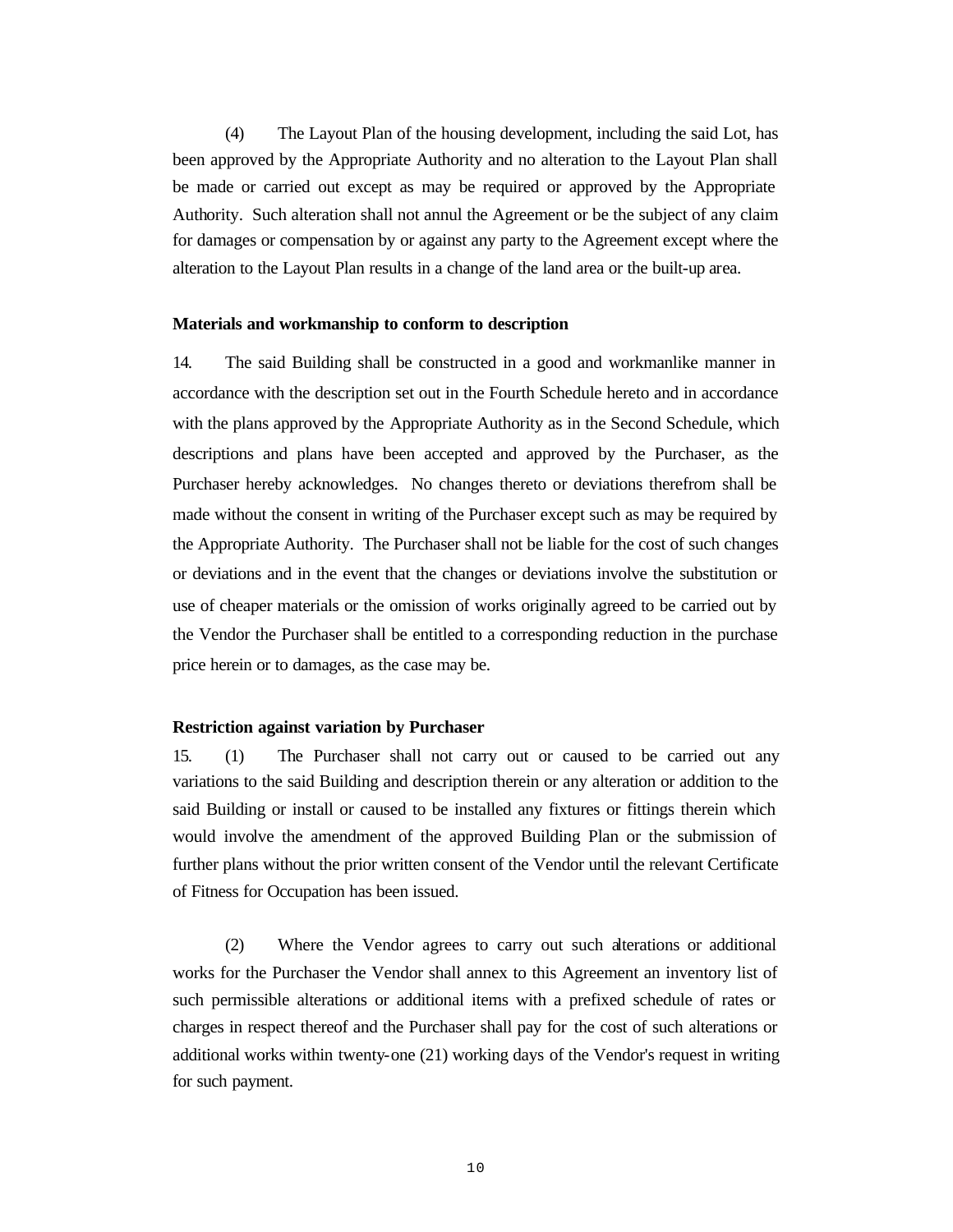(4) The Layout Plan of the housing development, including the said Lot, has been approved by the Appropriate Authority and no alteration to the Layout Plan shall be made or carried out except as may be required or approved by the Appropriate Authority. Such alteration shall not annul the Agreement or be the subject of any claim for damages or compensation by or against any party to the Agreement except where the alteration to the Layout Plan results in a change of the land area or the built-up area.

**Materials and workmanship to conform to description**

14. The said Building shall be constructed in a good and workmanlike manner in accordance with the description set out in the Fourth Schedule hereto and in accordance with the plans approved by the Appropriate Authority as in the Second Schedule, which descriptions and plans have been accepted and approved by the Purchaser, as the Purchaser hereby acknowledges. No changes thereto or deviations therefrom shall be made without the consent in writing of the Purchaser except such as may be required by the Appropriate Authority. The Purchaser shall not be liable for the cost of such changes or deviations and in the event that the changes or deviations involve the substitution or use of cheaper materials or the omission of works originally agreed to be carried out by the Vendor the Purchaser shall be entitled to a corresponding reduction in the purchase price herein or to damages, as the case may be.

**Restriction against variation by Purchaser**

15. (1) The Purchaser shall not carry out or caused to be carried out any variations to the said Building and description therein or any alteration or addition to the said Building or install or caused to be installed any fixtures or fittings therein which would involve the amendment of the approved Building Plan or the submission of further plans without the prior written consent of the Vendor until the relevant Certificate of Fitness for Occupation has been issued.

(2) Where the Vendor agrees to carry out such alterations or additional works for the Purchaser the Vendor shall annex to this Agreement an inventory list of such permissible alterations or additional items with a prefixed schedule of rates or charges in respect thereof and the Purchaser shall pay for the cost of such alterations or additional works within twenty-one (21) working days of the Vendor's request in writing for such payment.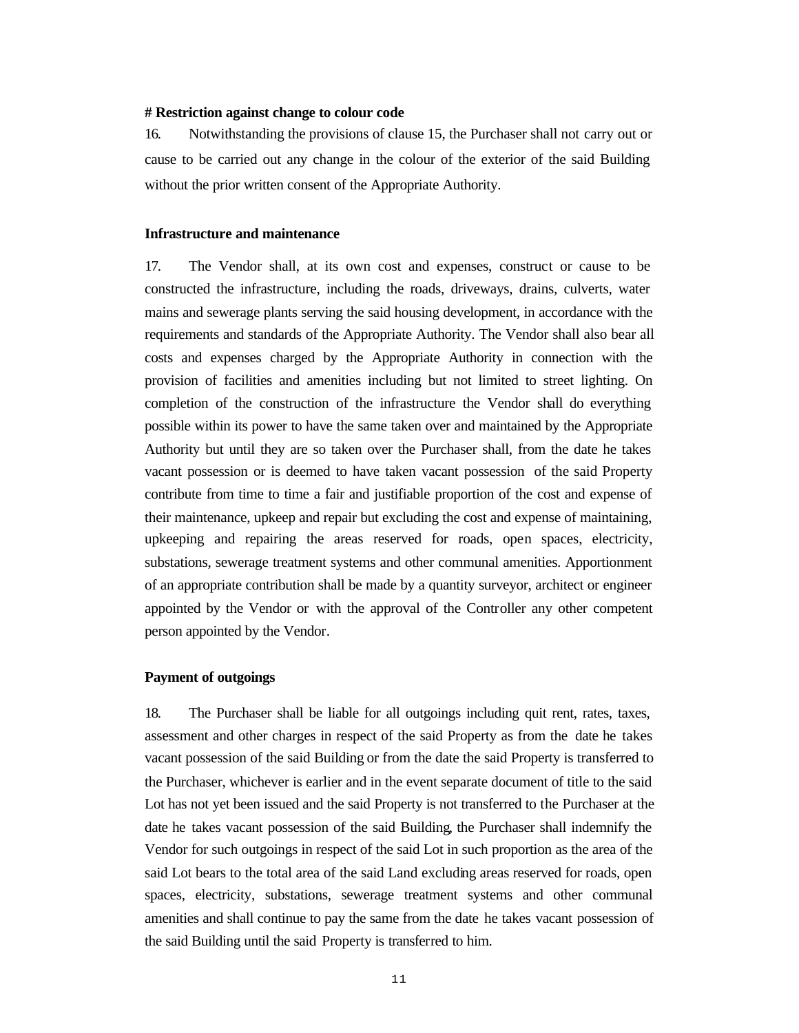**# Restriction against change to colour code**

16. Notwithstanding the provisions of clause 15, the Purchaser shall not carry out or cause to be carried out any change in the colour of the exterior of the said Building without the prior written consent of the Appropriate Authority.

**Infrastructure and maintenance**

17. The Vendor shall, at its own cost and expenses, construct or cause to be constructed the infrastructure, including the roads, driveways, drains, culverts, water mains and sewerage plants serving the said housing development, in accordance with the requirements and standards of the Appropriate Authority. The Vendor shall also bear all costs and expenses charged by the Appropriate Authority in connection with the provision of facilities and amenities including but not limited to street lighting. On completion of the construction of the infrastructure the Vendor shall do everything possible within its power to have the same taken over and maintained by the Appropriate Authority but until they are so taken over the Purchaser shall, from the date he takes vacant possession or is deemed to have taken vacant possession of the said Property contribute from time to time a fair and justifiable proportion of the cost and expense of their maintenance, upkeep and repair but excluding the cost and expense of maintaining, upkeeping and repairing the areas reserved for roads, open spaces, electricity, substations, sewerage treatment systems and other communal amenities. Apportionment of an appropriate contribution shall be made by a quantity surveyor, architect or engineer appointed by the Vendor or with the approval of the Controller any other competent person appointed by the Vendor.

**Payment of outgoings**

18. The Purchaser shall be liable for all outgoings including quit rent, rates, taxes, assessment and other charges in respect of the said Property as from the date he takes vacant possession of the said Building or from the date the said Property is transferred to the Purchaser, whichever is earlier and in the event separate document of title to the said Lot has not yet been issued and the said Property is not transferred to the Purchaser at the date he takes vacant possession of the said Building, the Purchaser shall indemnify the Vendor for such outgoings in respect of the said Lot in such proportion as the area of the said Lot bears to the total area of the said Land excluding areas reserved for roads, open spaces, electricity, substations, sewerage treatment systems and other communal amenities and shall continue to pay the same from the date he takes vacant possession of the said Building until the said Property is transferred to him.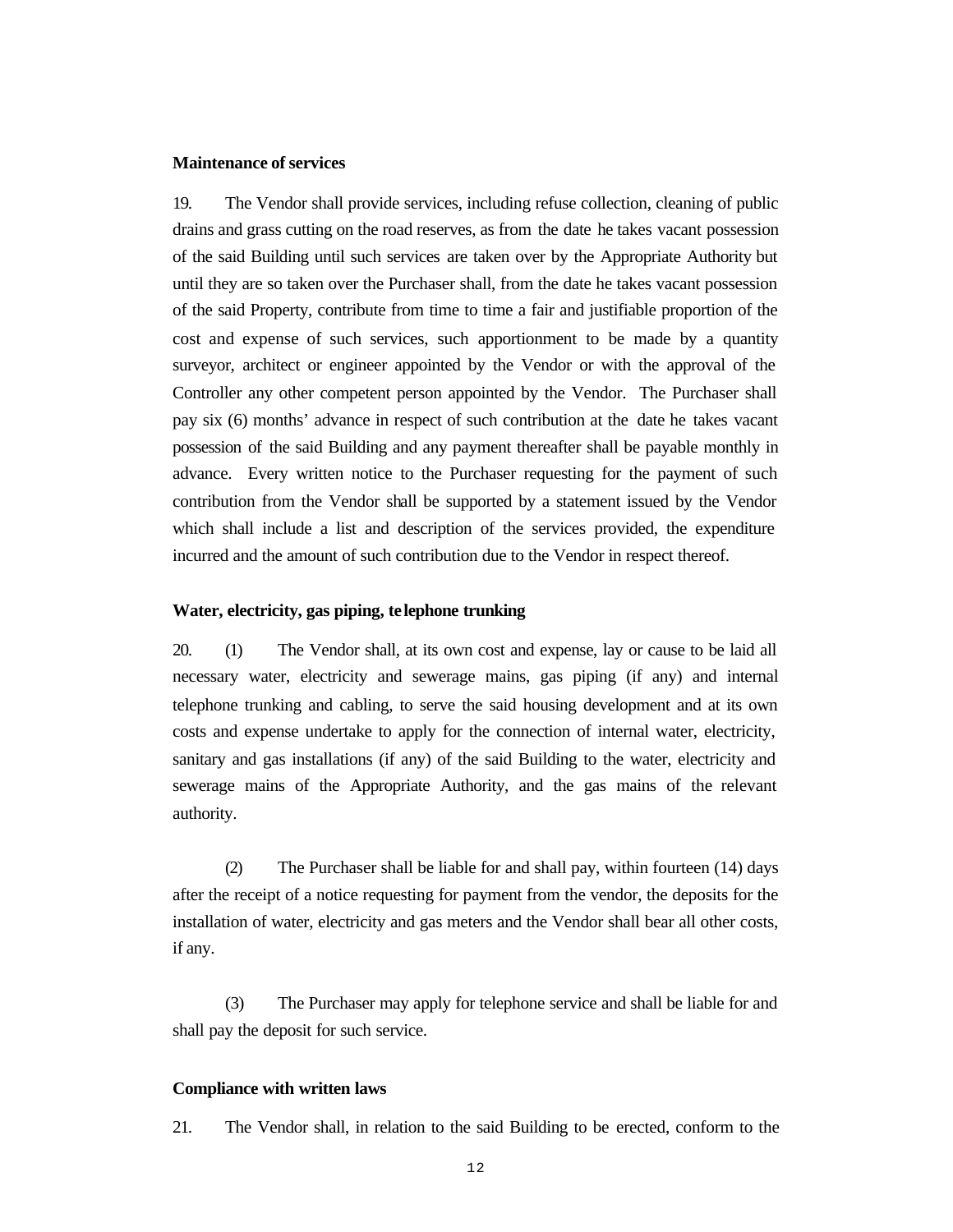**Maintenance of services**

19. The Vendor shall provide services, including refuse collection, cleaning of public drains and grass cutting on the road reserves, as from the date he takes vacant possession of the said Building until such services are taken over by the Appropriate Authority but until they are so taken over the Purchaser shall, from the date he takes vacant possession of the said Property, contribute from time to time a fair and justifiable proportion of the cost and expense of such services, such apportionment to be made by a quantity surveyor, architect or engineer appointed by the Vendor or with the approval of the Controller any other competent person appointed by the Vendor. The Purchaser shall pay six (6) months' advance in respect of such contribution at the date he takes vacant possession of the said Building and any payment thereafter shall be payable monthly in advance. Every written notice to the Purchaser requesting for the payment of such contribution from the Vendor shall be supported by a statement issued by the Vendor which shall include a list and description of the services provided, the expenditure incurred and the amount of such contribution due to the Vendor in respect thereof.

**Water, electricity, gas piping, telephone trunking**

20. (1) The Vendor shall, at its own cost and expense, lay or cause to be laid all necessary water, electricity and sewerage mains, gas piping (if any) and internal telephone trunking and cabling, to serve the said housing development and at its own costs and expense undertake to apply for the connection of internal water, electricity, sanitary and gas installations (if any) of the said Building to the water, electricity and sewerage mains of the Appropriate Authority, and the gas mains of the relevant authority.

(2) The Purchaser shall be liable for and shall pay, within fourteen (14) days after the receipt of a notice requesting for payment from the vendor, the deposits for the installation of water, electricity and gas meters and the Vendor shall bear all other costs, if any.

(3) The Purchaser may apply for telephone service and shall be liable for and shall pay the deposit for such service.

**Compliance with written laws**

21. The Vendor shall, in relation to the said Building to be erected, conform to the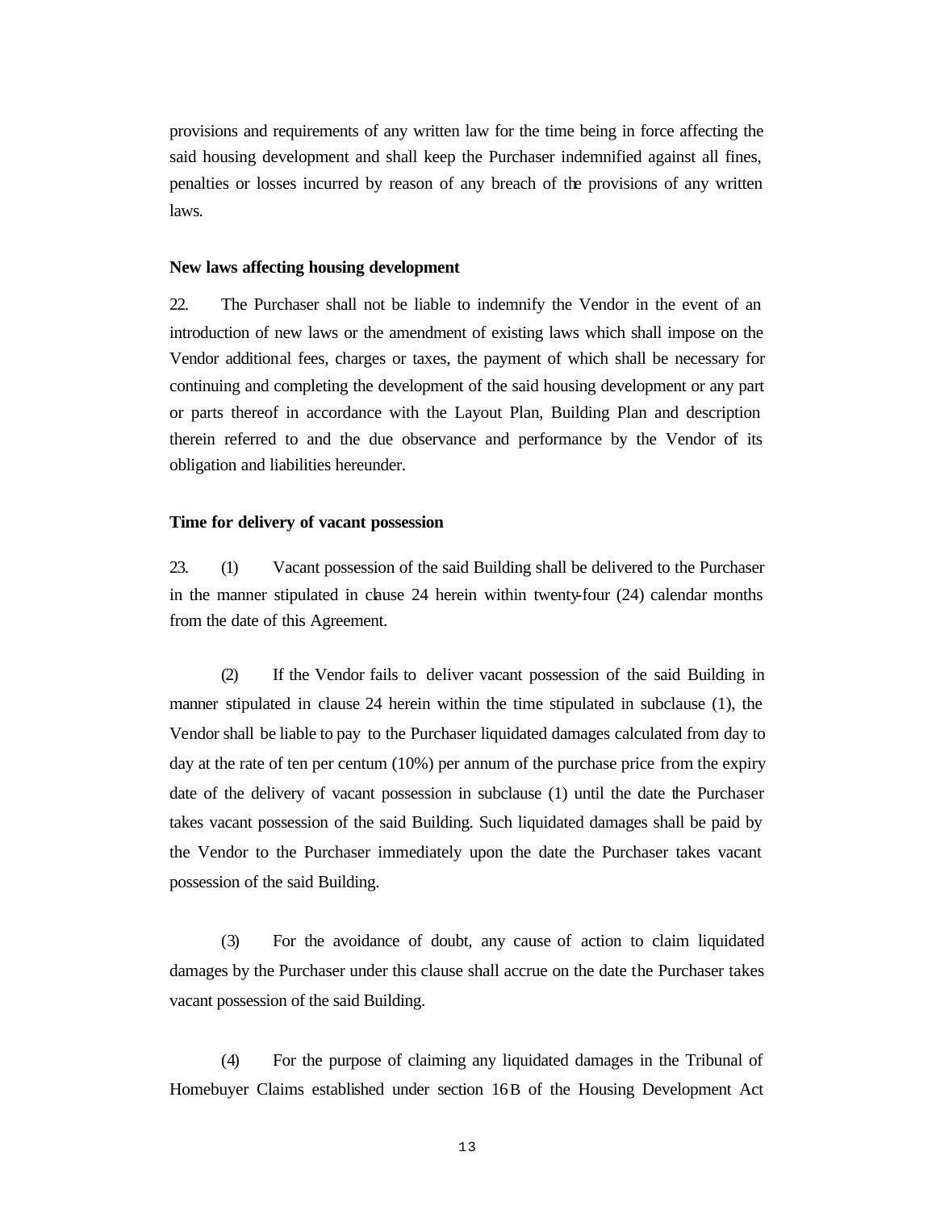provisions and requirements of any written law for the time being in force affecting the said housing development and shall keep the Purchaser indemnified against all fines, penalties or losses incurred by reason of any breach of the provisions of any written laws.

**New laws affecting housing development**

22. The Purchaser shall not be liable to indemnify the Vendor in the event of an introduction of new laws or the amendment of existing laws which shall impose on the Vendor additional fees, charges or taxes, the payment of which shall be necessary for continuing and completing the development of the said housing development or any part or parts thereof in accordance with the Layout Plan, Building Plan and description therein referred to and the due observance and performance by the Vendor of its obligation and liabilities hereunder.

**Time for delivery of vacant possession**

23. (1) Vacant possession of the said Building shall be delivered to the Purchaser in the manner stipulated in clause 24 herein within twenty-four (24) calendar months from the date of this Agreement.

(2) If the Vendor fails to deliver vacant possession of the said Building in manner stipulated in clause 24 herein within the time stipulated in subclause (1), the Vendor shall be liable to pay to the Purchaser liquidated damages calculated from day to day at the rate of ten per centum (10%) per annum of the purchase price from the expiry date of the delivery of vacant possession in subclause (1) until the date the Purchaser takes vacant possession of the said Building. Such liquidated damages shall be paid by the Vendor to the Purchaser immediately upon the date the Purchaser takes vacant possession of the said Building.

(3) For the avoidance of doubt, any cause of action to claim liquidated damages by the Purchaser under this clause shall accrue on the date the Purchaser takes vacant possession of the said Building.

(4) For the purpose of claiming any liquidated damages in the Tribunal of Homebuyer Claims established under section 16B of the Housing Development Act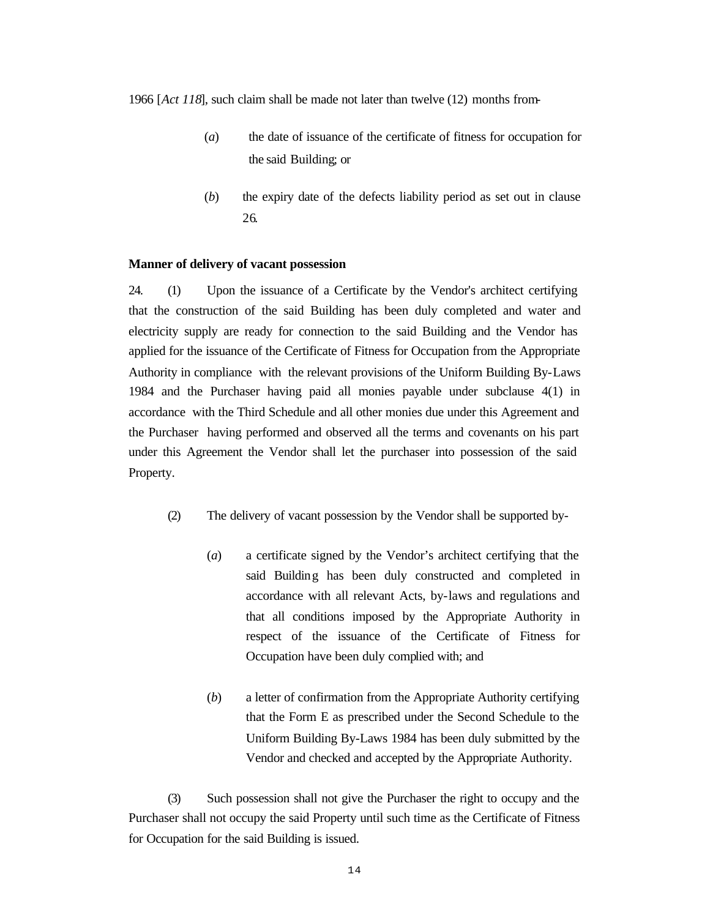1966 [*Act 118*], such claim shall be made not later than twelve (12) months from-

(*a*) the date of issuance of the certificate of fitness for occupation for the said Building; or

(*b*) the expiry date of the defects liability period as set out in clause 26.

**Manner of delivery of vacant possession**

24. (1) Upon the issuance of a Certificate by the Vendor's architect certifying that the construction of the said Building has been duly completed and water and electricity supply are ready for connection to the said Building and the Vendor has applied for the issuance of the Certificate of Fitness for Occupation from the Appropriate Authority in compliance with the relevant provisions of the Uniform Building By-Laws 1984 and the Purchaser having paid all monies payable under subclause 4(1) in accordance with the Third Schedule and all other monies due under this Agreement and the Purchaser having performed and observed all the terms and covenants on his part under this Agreement the Vendor shall let the purchaser into possession of the said Property.

(2) The delivery of vacant possession by the Vendor shall be supported by-

(*a*) a certificate signed by the Vendor's architect certifying that the said Building has been duly constructed and completed in accordance with all relevant Acts, by-laws and regulations and that all conditions imposed by the Appropriate Authority in respect of the issuance of the Certificate of Fitness for Occupation have been duly complied with; and

(*b*) a letter of confirmation from the Appropriate Authority certifying that the Form E as prescribed under the Second Schedule to the Uniform Building By-Laws 1984 has been duly submitted by the Vendor and checked and accepted by the Appropriate Authority.

(3) Such possession shall not give the Purchaser the right to occupy and the Purchaser shall not occupy the said Property until such time as the Certificate of Fitness for Occupation for the said Building is issued.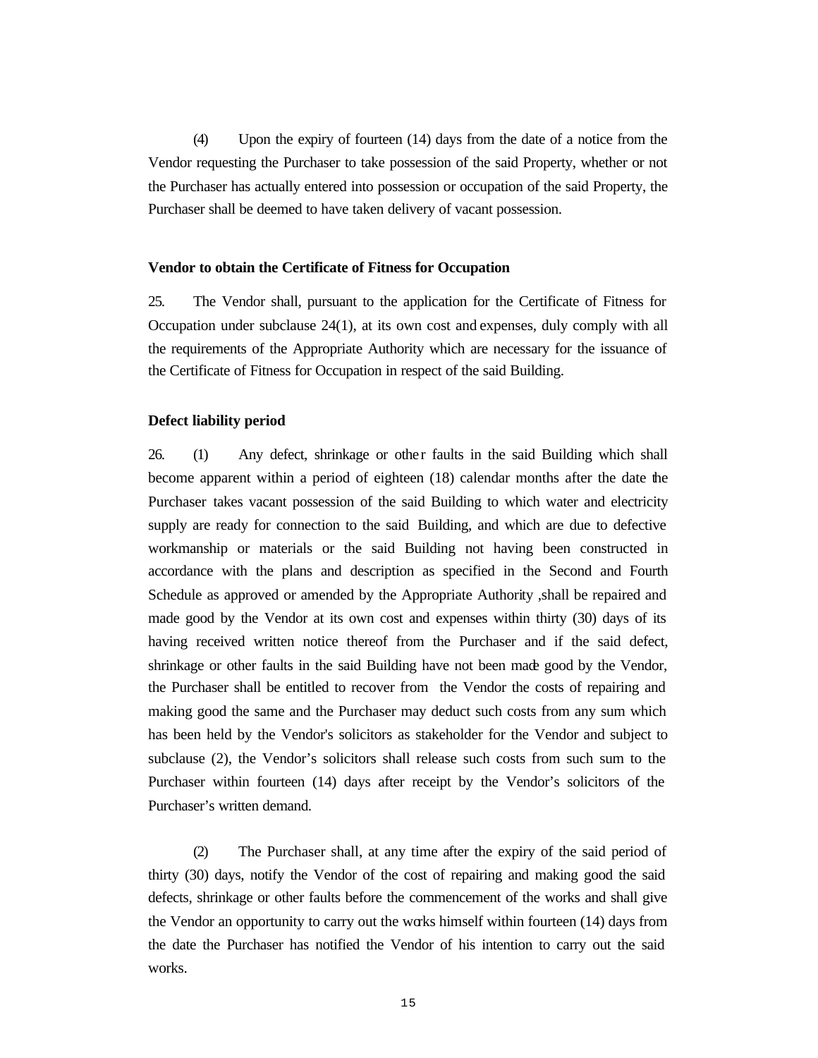(4) Upon the expiry of fourteen (14) days from the date of a notice from the Vendor requesting the Purchaser to take possession of the said Property, whether or not the Purchaser has actually entered into possession or occupation of the said Property, the Purchaser shall be deemed to have taken delivery of vacant possession.

**Vendor to obtain the Certificate of Fitness for Occupation**

25. The Vendor shall, pursuant to the application for the Certificate of Fitness for Occupation under subclause 24(1), at its own cost and expenses, duly comply with all the requirements of the Appropriate Authority which are necessary for the issuance of the Certificate of Fitness for Occupation in respect of the said Building.

**Defect liability period**

26. (1) Any defect, shrinkage or other faults in the said Building which shall become apparent within a period of eighteen (18) calendar months after the date the Purchaser takes vacant possession of the said Building to which water and electricity supply are ready for connection to the said Building, and which are due to defective workmanship or materials or the said Building not having been constructed in accordance with the plans and description as specified in the Second and Fourth Schedule as approved or amended by the Appropriate Authority ,shall be repaired and made good by the Vendor at its own cost and expenses within thirty (30) days of its having received written notice thereof from the Purchaser and if the said defect, shrinkage or other faults in the said Building have not been made good by the Vendor, the Purchaser shall be entitled to recover from the Vendor the costs of repairing and making good the same and the Purchaser may deduct such costs from any sum which has been held by the Vendor's solicitors as stakeholder for the Vendor and subject to subclause (2), the Vendor’s solicitors shall release such costs from such sum to the Purchaser within fourteen (14) days after receipt by the Vendor’s solicitors of the Purchaser’s written demand.

(2) The Purchaser shall, at any time after the expiry of the said period of thirty (30) days, notify the Vendor of the cost of repairing and making good the said defects, shrinkage or other faults before the commencement of the works and shall give the Vendor an opportunity to carry out the works himself within fourteen (14) days from the date the Purchaser has notified the Vendor of his intention to carry out the said works.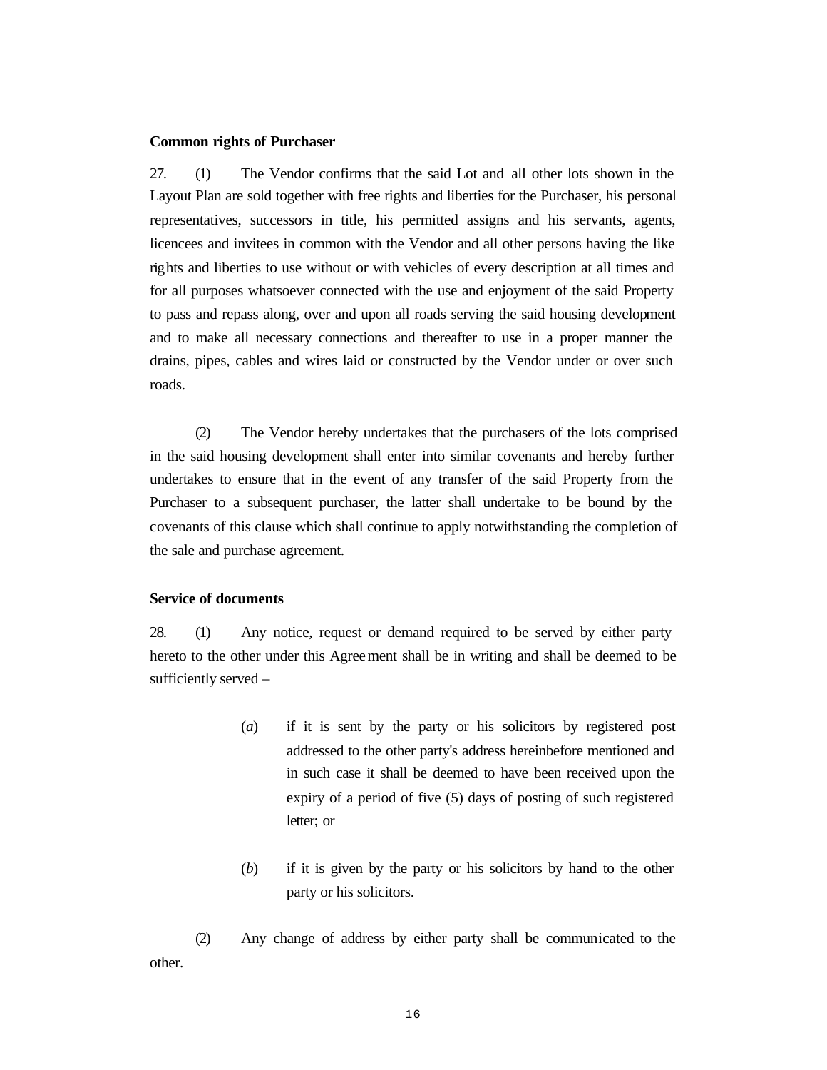**Common rights of Purchaser**

27. (1) The Vendor confirms that the said Lot and all other lots shown in the Layout Plan are sold together with free rights and liberties for the Purchaser, his personal representatives, successors in title, his permitted assigns and his servants, agents, licencees and invitees in common with the Vendor and all other persons having the like rights and liberties to use without or with vehicles of every description at all times and for all purposes whatsoever connected with the use and enjoyment of the said Property to pass and repass along, over and upon all roads serving the said housing development and to make all necessary connections and thereafter to use in a proper manner the drains, pipes, cables and wires laid or constructed by the Vendor under or over such roads.

(2) The Vendor hereby undertakes that the purchasers of the lots comprised in the said housing development shall enter into similar covenants and hereby further undertakes to ensure that in the event of any transfer of the said Property from the Purchaser to a subsequent purchaser, the latter shall undertake to be bound by the covenants of this clause which shall continue to apply notwithstanding the completion of the sale and purchase agreement.

**Service of documents**

28. (1) Any notice, request or demand required to be served by either party hereto to the other under this Agreement shall be in writing and shall be deemed to be sufficiently served –

(*a*) if it is sent by the party or his solicitors by registered post addressed to the other party's address hereinbefore mentioned and in such case it shall be deemed to have been received upon the expiry of a period of five (5) days of posting of such registered letter; or

(*b*) if it is given by the party or his solicitors by hand to the other party or his solicitors.

(2) Any change of address by either party shall be communicated to the other.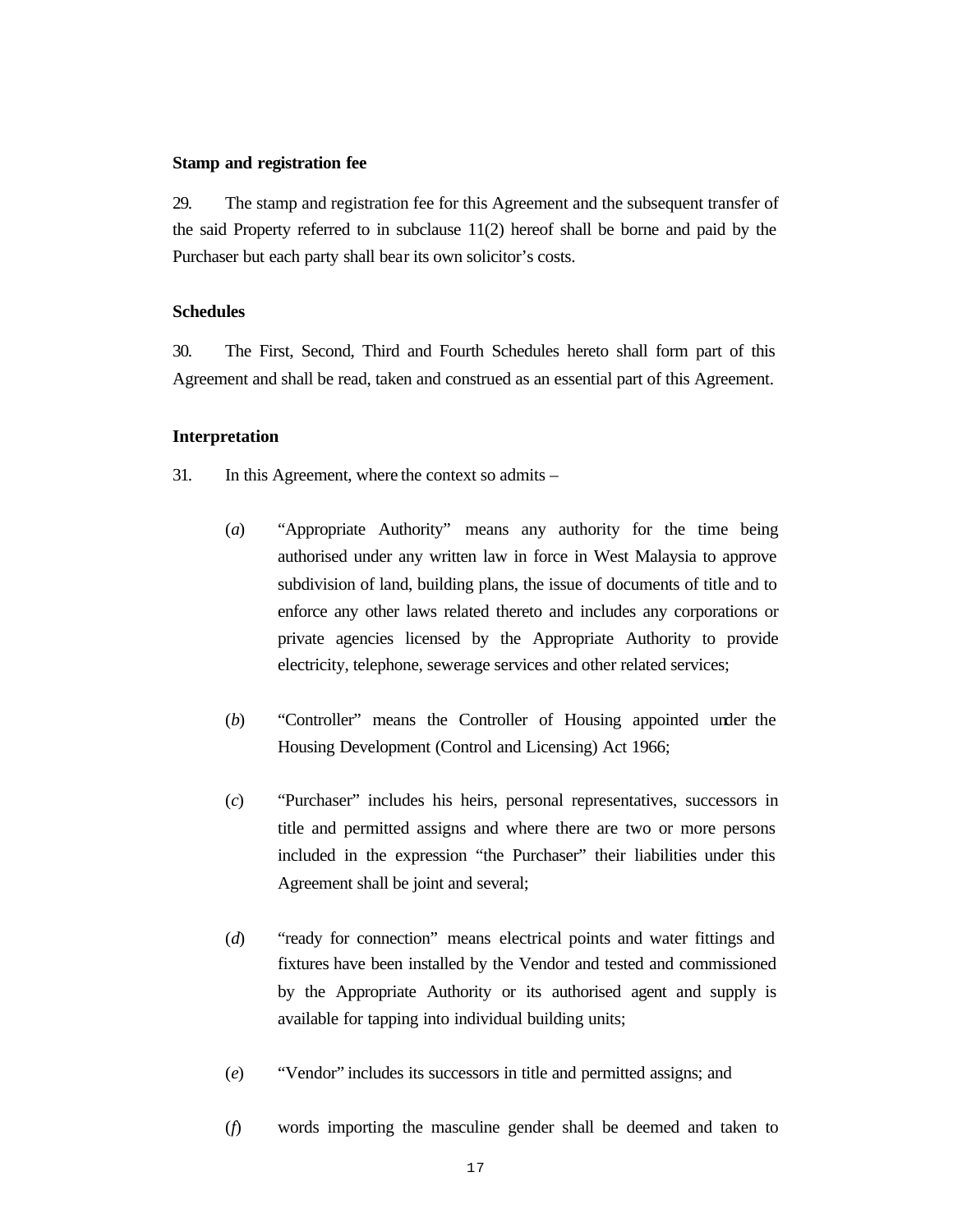**Stamp and registration fee**

29. The stamp and registration fee for this Agreement and the subsequent transfer of the said Property referred to in subclause 11(2) hereof shall be borne and paid by the Purchaser but each party shall bear its own solicitor's costs.

**Schedules**

30. The First, Second, Third and Fourth Schedules hereto shall form part of this Agreement and shall be read, taken and construed as an essential part of this Agreement.

**Interpretation**

31. In this Agreement, where the context so admits –

(*a*) "Appropriate Authority" means any authority for the time being authorised under any written law in force in West Malaysia to approve subdivision of land, building plans, the issue of documents of title and to enforce any other laws related thereto and includes any corporations or private agencies licensed by the Appropriate Authority to provide electricity, telephone, sewerage services and other related services;

(*b*) "Controller" means the Controller of Housing appointed under the Housing Development (Control and Licensing) Act 1966;

(*c*) "Purchaser" includes his heirs, personal representatives, successors in title and permitted assigns and where there are two or more persons included in the expression "the Purchaser" their liabilities under this Agreement shall be joint and several;

(*d*) "ready for connection" means electrical points and water fittings and fixtures have been installed by the Vendor and tested and commissioned by the Appropriate Authority or its authorised agent and supply is available for tapping into individual building units;

(*e*) "Vendor" includes its successors in title and permitted assigns; and

(*f*) words importing the masculine gender shall be deemed and taken to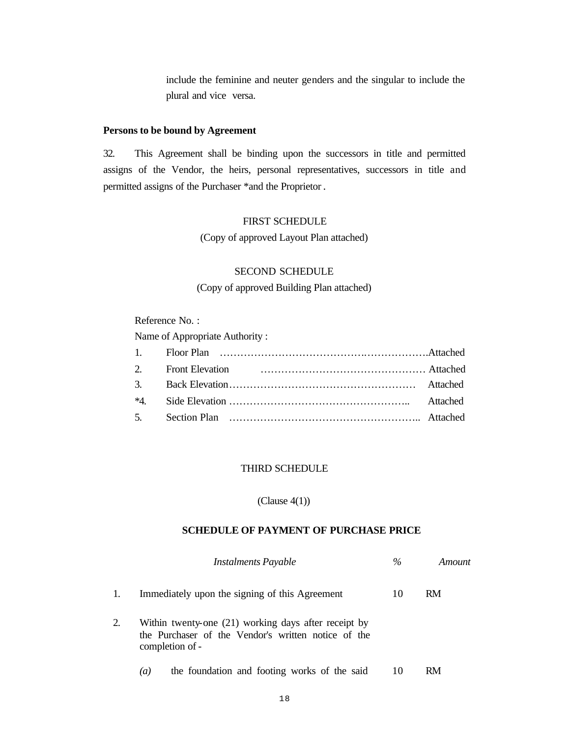include the feminine and neuter genders and the singular to include the plural and vice versa.

**Persons to be bound by Agreement**

32. This Agreement shall be binding upon the successors in title and permitted assigns of the Vendor, the heirs, personal representatives, successors in title and permitted assigns of the Purchaser *and the Proprietor.

FIRST SCHEDULE

(Copy of approved Layout Plan attached)

SECOND SCHEDULE

(Copy of approved Building Plan attached)

Reference No. :

Name of Appropriate Authority :

1. Floor Plan ………………………………………………………Attached
2. Front Elevation ………………………………………… Attached
3. Back Elevation……………………………………………… Attached
*4. Side Elevation …………………………………………….. Attached
5. Section Plan ……………………………………………….. Attached

THIRD SCHEDULE

(Clause 4(1))

**SCHEDULE OF PAYMENT OF PURCHASE PRICE**

| | *Instalments Payable* | *%* | *Amount* |
|---|---|---|---|
| 1. | Immediately upon the signing of this Agreement | 10 | RM |
| 2. | Within twenty-one (21) working days after receipt by the Purchaser of the Vendor's written notice of the completion of - | | |
| | *(a)* the foundation and footing works of the said | 10 | RM |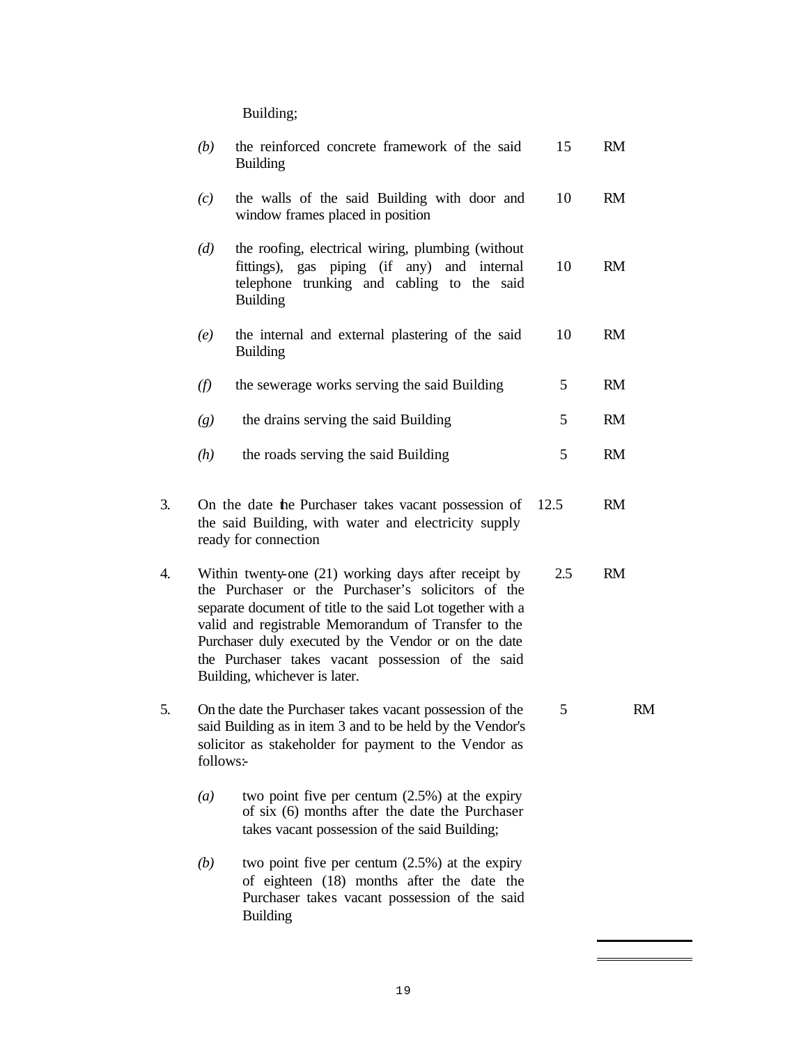| | | | |
|---|---|---|---|
| | Building; | | |
| *(b)* | the reinforced concrete framework of the said Building | 15 | RM |
| *(c)* | the walls of the said Building with door and window frames placed in position | 10 | RM |
| *(d)* | the roofing, electrical wiring, plumbing (without fittings), gas piping (if any) and internal telephone trunking and cabling to the said Building | 10 | RM |
| *(e)* | the internal and external plastering of the said Building | 10 | RM |
| *(f)* | the sewerage works serving the said Building | 5 | RM |
| *(g)* | the drains serving the said Building | 5 | RM |
| *(h)* | the roads serving the said Building | 5 | RM |
| 3. | On the date the Purchaser takes vacant possession of the said Building, with water and electricity supply ready for connection | 12.5 | RM |
| 4. | Within twenty-one (21) working days after receipt by the Purchaser or the Purchaser's solicitors of the separate document of title to the said Lot together with a valid and registrable Memorandum of Transfer to the Purchaser duly executed by the Vendor or on the date the Purchaser takes vacant possession of the said Building, whichever is later. | 2.5 | RM |
| 5. | On the date the Purchaser takes vacant possession of the said Building as in item 3 and to be held by the Vendor's solicitor as stakeholder for payment to the Vendor as follows:- | 5 | RM |
| *(a)* | two point five per centum (2.5%) at the expiry of six (6) months after the date the Purchaser takes vacant possession of the said Building; | | |
| *(b)* | two point five per centum (2.5%) at the expiry of eighteen (18) months after the date the Purchaser takes vacant possession of the said Building | | |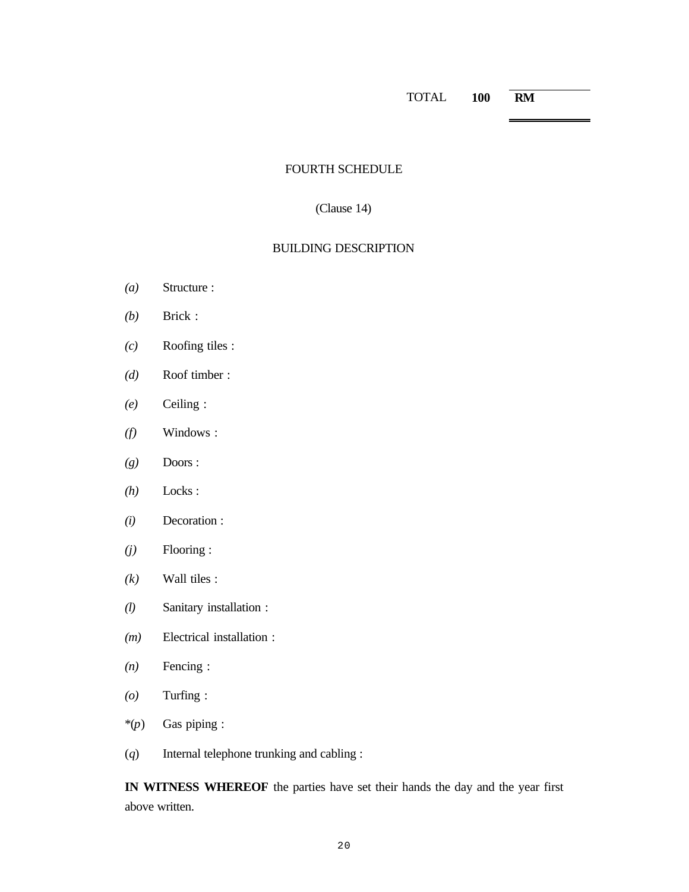TOTAL **100** **RM**

FOURTH SCHEDULE

(Clause 14)

BUILDING DESCRIPTION

*(a)* Structure :

*(b)* Brick :

*(c)* Roofing tiles :

*(d)* Roof timber :

*(e)* Ceiling :

*(f)* Windows :

*(g)* Doors :

*(h)* Locks :

*(i)* Decoration :

*(j)* Flooring :

*(k)* Wall tiles :

*(l)* Sanitary installation :

*(m)* Electrical installation :

*(n)* Fencing :

*(o)* Turfing :

*(*p*) Gas piping :

(*q*) Internal telephone trunking and cabling :

**IN WITNESS WHEREOF** the parties have set their hands the day and the year first above written.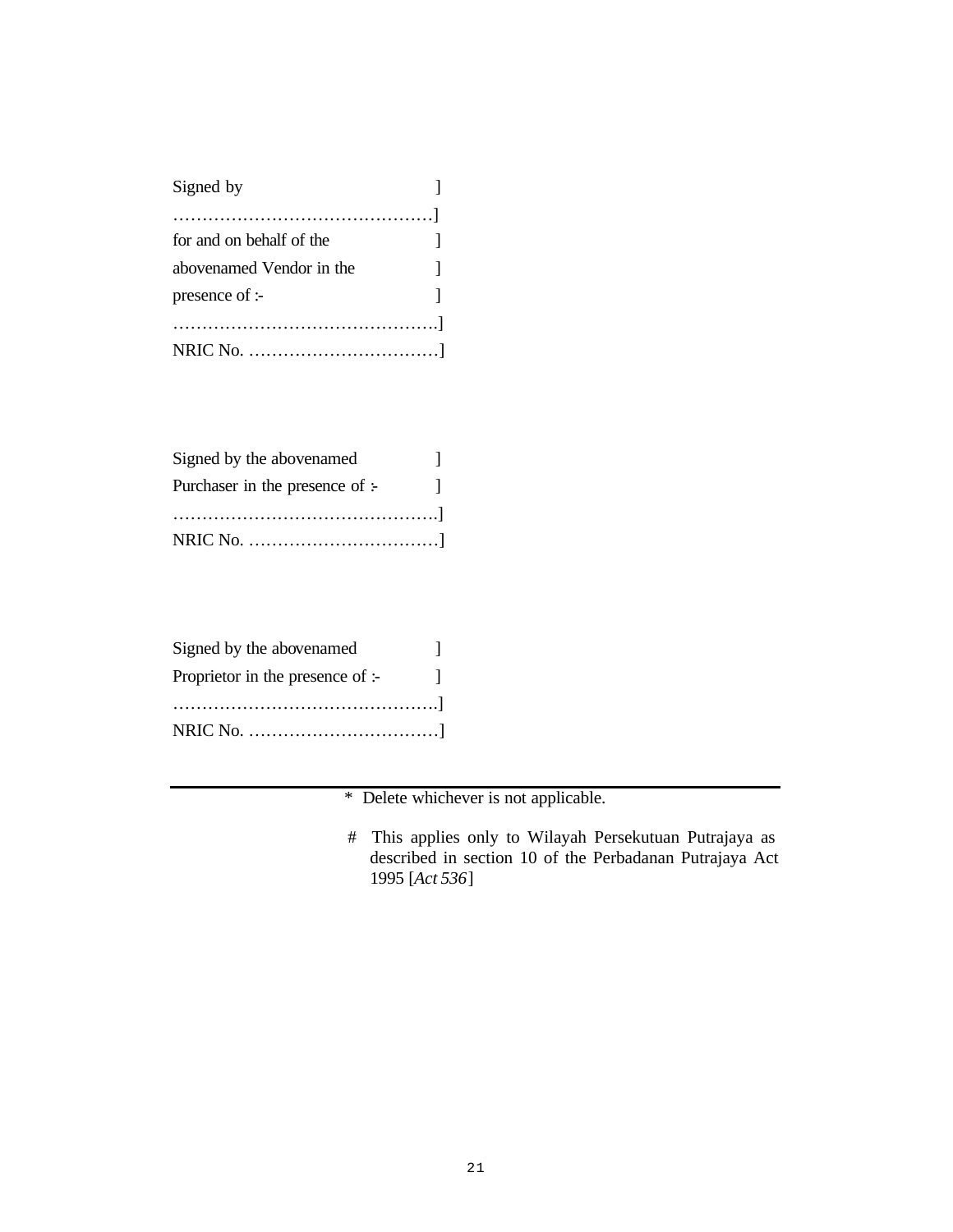Signed by ]

……………………………………….]

for and on behalf of the ]

abovenamed Vendor in the ]

presence of :- ]

……………………………………….]

NRIC No. ……………………………]

Signed by the abovenamed ]

Purchaser in the presence of :- ]

……………………………………….]

NRIC No. ……………………………]

Signed by the abovenamed ]

Proprietor in the presence of :- ]

……………………………………….]

NRIC No. ……………………………]

---

\* Delete whichever is not applicable.

\# This applies only to Wilayah Persekutuan Putrajaya as described in section 10 of the Perbadanan Putrajaya Act 1995 [*Act 536*]